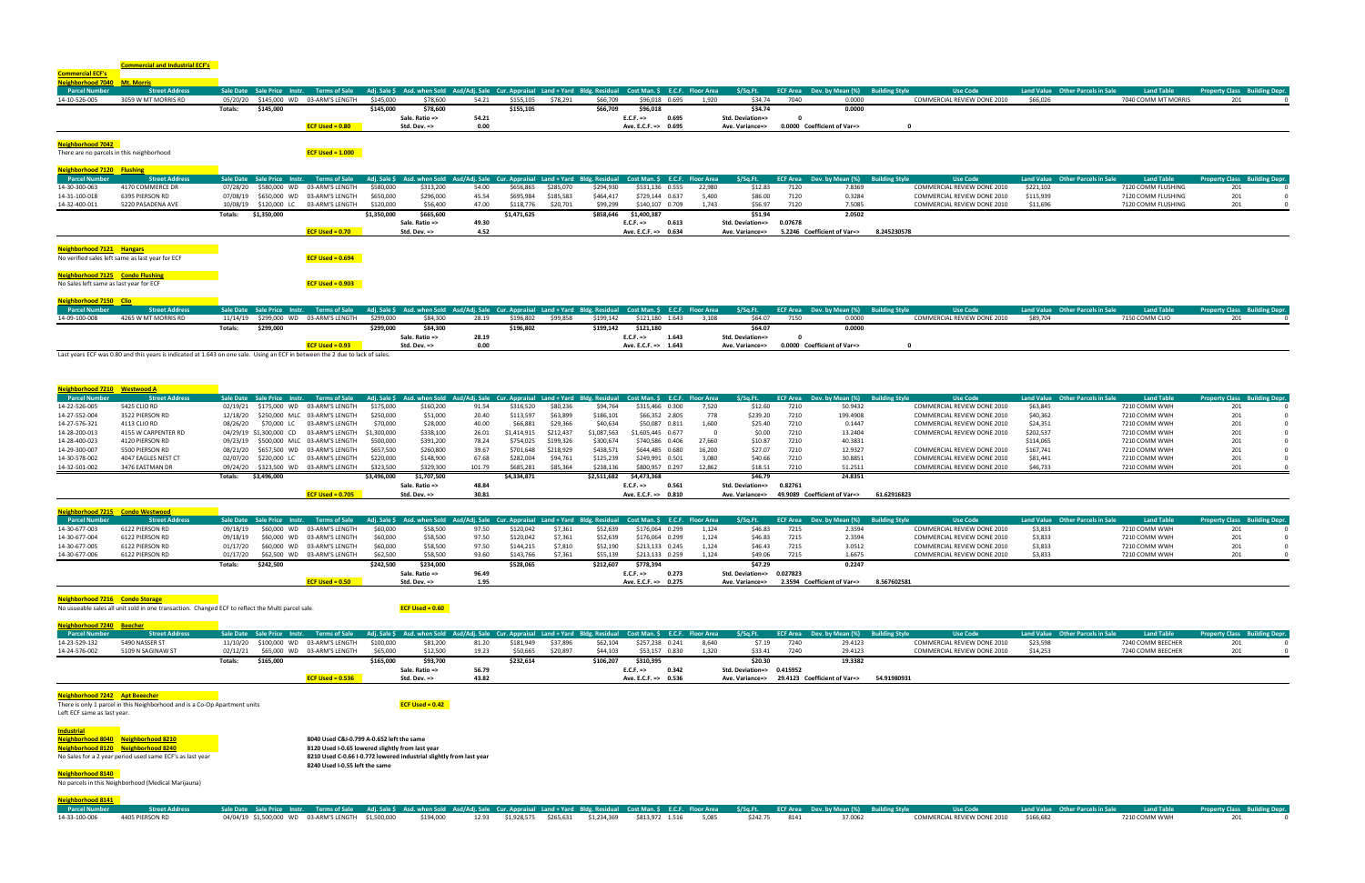# Commercial and Industrial ECF's

## Commercial ECF's

### Neighborhood 7040 Mt. Morris

| Parcel Number | Street Address | Sale Date | Sale Price | Instr. | Terms of Sale | Adj. Sale $ | Asd. when Sold | Asd/Adj. Sale | Cur. Appraisal | Land + Yard | Bldg. Residual | Cost Man. $ | E.C.F. | Floor Area | $/Sq.Ft. | ECF Area | Dev. by Mean (%) | Building Style | Use Code | Land Value | Other Parcels in Sale | Land Table | Property Class | Building Depr. |
|---|---|---|---|---|---|---|---|---|---|---|---|---|---|---|---|---|---|---|---|---|---|---|---|---|
| 14-10-526-005 | 3059 W MT MORRIS RD | 05/20/20 | $145,000 | WD | 03-ARM'S LENGTH | $145,000 | $78,600 | 54.21 | $155,105 | $78,291 | $66,709 | $96,018 | 0.695 | 1,920 | $34.74 | 7040 | 0.0000 | | COMMERCIAL REVIEW DONE 2010 | $66,026 | | 7040 COMM MT MORRIS | 201 | 0 |
| | | Totals: | $145,000 | | | $145,000 | $78,600 | | $155,105 | | $66,709 | $96,018 | | | $34.74 | | 0.0000 | | | | | | | |
| | | | | | | | Sale. Ratio => | 54.21 | | | | E.C.F. => | 0.695 | | Std. Deviation=> | 0 | | | | | | | | |
| | | | | | ECF Used = 0.80 | | Std. Dev. => | 0.00 | | | | Ave. E.C.F. => | 0.695 | | Ave. Variance=> | 0.0000 | Coefficient of Var=> | 0 | | | | | | |

### Neighborhood 7042

There are no parcels in this neighborhood

ECF Used = 1.000

### Neighborhood 7120 Flushing

| Parcel Number | Street Address | Sale Date | Sale Price | Instr. | Terms of Sale | Adj. Sale $ | Asd. when Sold | Asd/Adj. Sale | Cur. Appraisal | Land + Yard | Bldg. Residual | Cost Man. $ | E.C.F. | Floor Area | $/Sq.Ft. | ECF Area | Dev. by Mean (%) | Building Style | Use Code | Land Value | Other Parcels in Sale | Land Table | Property Class | Building Depr. |
|---|---|---|---|---|---|---|---|---|---|---|---|---|---|---|---|---|---|---|---|---|---|---|---|---|
| 14-30-300-063 | 4170 COMMERCE DR | 07/28/20 | $580,000 | WD | 03-ARM'S LENGTH | $580,000 | $313,200 | 54.00 | $656,865 | $285,070 | $294,930 | $531,136 | 0.555 | 22,980 | $12.83 | 7120 | 7.8369 | | COMMERCIAL REVIEW DONE 2010 | $221,102 | | 7120 COMM FLUSHING | 201 | 0 |
| 14-31-100-018 | 6395 PIERSON RD | 07/08/19 | $650,000 | WD | 03-ARM'S LENGTH | $650,000 | $296,000 | 45.54 | $695,984 | $185,583 | $464,417 | $729,144 | 0.637 | 5,400 | $86.00 | 7120 | 0.3284 | | COMMERCIAL REVIEW DONE 2010 | $115,939 | | 7120 COMM FLUSHING | 201 | 0 |
| 14-32-400-011 | 5220 PASADENA AVE | 10/08/19 | $120,000 | LC | 03-ARM'S LENGTH | $120,000 | $56,400 | 47.00 | $118,776 | $20,701 | $99,299 | $140,107 | 0.709 | 1,743 | $56.97 | 7120 | 7.5085 | | COMMERCIAL REVIEW DONE 2010 | $11,696 | | 7120 COMM FLUSHING | 201 | 0 |
| | | Totals: | $1,350,000 | | | $1,350,000 | $665,600 | | $1,471,625 | | $858,646 | $1,400,387 | | | $51.94 | | 2.0502 | | | | | | | |
| | | | | | | | Sale. Ratio => | 49.30 | | | | E.C.F. => | 0.613 | | Std. Deviation=> | 0.07678 | | | | | | | | |
| | | | | | ECF Used = 0.70 | | Std. Dev. => | 4.52 | | | | Ave. E.C.F. => | 0.634 | | Ave. Variance=> | 5.2246 | Coefficient of Var=> | 8.245230578 | | | | | | |

### Neighborhood 7121 Hangars

No verified sales left same as last year for ECF

ECF Used = 0.694

### Neighborhood 7125 Condo Flushing

No Sales left same as last year for ECF

ECF Used = 0.903

### Neighborhood 7150 Clio

| Parcel Number | Street Address | Sale Date | Sale Price | Instr. | Terms of Sale | Adj. Sale $ | Asd. when Sold | Asd/Adj. Sale | Cur. Appraisal | Land + Yard | Bldg. Residual | Cost Man. $ | E.C.F. | Floor Area | $/Sq.Ft. | ECF Area | Dev. by Mean (%) | Building Style | Use Code | Land Value | Other Parcels in Sale | Land Table | Property Class | Building Depr. |
|---|---|---|---|---|---|---|---|---|---|---|---|---|---|---|---|---|---|---|---|---|---|---|---|---|
| 14-09-100-008 | 4265 W MT MORRIS RD | 11/14/19 | $299,000 | WD | 03-ARM'S LENGTH | $299,000 | $84,300 | 28.19 | $196,802 | $99,858 | $199,142 | $121,180 | 1.643 | 3,108 | $64.07 | 7150 | 0.0000 | | COMMERCIAL REVIEW DONE 2010 | $89,704 | | 7150 COMM CLIO | 201 | 0 |
| | | Totals: | $299,000 | | | $299,000 | $84,300 | | $196,802 | | $199,142 | $121,180 | | | $64.07 | | 0.0000 | | | | | | | |
| | | | | | | | Sale. Ratio => | 28.19 | | | | E.C.F. => | 1.643 | | Std. Deviation=> | 0 | | | | | | | | |
| | | | | | ECF Used = 0.93 | | Std. Dev. => | 0.00 | | | | Ave. E.C.F. => | 1.643 | | Ave. Variance=> | 0.0000 | Coefficient of Var=> | 0 | | | | | | |

Last years ECF was 0.80 and this years is indicated at 1.643 on one sale. Using an ECF in between the 2 due to lack of sales.

### Neighborhood 7210 Westwood A

| Parcel Number | Street Address | Sale Date | Sale Price | Instr. | Terms of Sale | Adj. Sale $ | Asd. when Sold | Asd/Adj. Sale | Cur. Appraisal | Land + Yard | Bldg. Residual | Cost Man. $ | E.C.F. | Floor Area | $/Sq.Ft. | ECF Area | Dev. by Mean (%) | Building Style | Use Code | Land Value | Other Parcels in Sale | Land Table | Property Class | Building Depr. |
|---|---|---|---|---|---|---|---|---|---|---|---|---|---|---|---|---|---|---|---|---|---|---|---|---|
| 14-22-526-005 | 5425 CLIO RD | 02/19/21 | $175,000 | WD | 03-ARM'S LENGTH | $175,000 | $160,200 | 91.54 | $316,520 | $80,236 | $94,764 | $315,466 | 0.300 | 7,520 | $12.60 | 7210 | 50.9432 | | COMMERCIAL REVIEW DONE 2010 | $63,845 | | 7210 COMM WWH | 201 | 0 |
| 14-27-552-004 | 3522 PIERSON RD | 12/18/20 | $250,000 | MLC | 03-ARM'S LENGTH | $250,000 | $51,000 | 20.40 | $113,597 | $63,899 | $186,101 | $66,352 | 2.805 | 778 | $239.20 | 7210 | 199.4908 | | COMMERCIAL REVIEW DONE 2010 | $40,362 | | 7210 COMM WWH | 201 | 0 |
| 14-27-576-321 | 4113 CLIO RD | 08/26/20 | $70,000 | LC | 03-ARM'S LENGTH | $70,000 | $28,000 | 40.00 | $66,881 | $29,366 | $40,634 | $50,087 | 0.811 | 1,600 | $25.40 | 7210 | 0.1447 | | COMMERCIAL REVIEW DONE 2010 | $24,351 | | 7210 COMM WWH | 201 | 0 |
| 14-28-200-013 | 4155 W CARPENTER RD | 04/29/19 | $1,300,000 | CD | 03-ARM'S LENGTH | $1,300,000 | $338,100 | 26.01 | $1,414,915 | $212,437 | $1,087,563 | $1,605,445 | 0.677 | 0 | $0.00 | 7210 | 13.2404 | | COMMERCIAL REVIEW DONE 2010 | $202,537 | | 7210 COMM WWH | 201 | 0 |
| 14-28-400-023 | 4120 PIERSON RD | 09/23/19 | $500,000 | MLC | 03-ARM'S LENGTH | $500,000 | $391,200 | 78.24 | $754,025 | $199,326 | $300,674 | $740,586 | 0.406 | 27,660 | $10.87 | 7210 | 40.3831 | | COMMERCIAL REVIEW DONE 2010 | $114,065 | | 7210 COMM WWH | 201 | 0 |
| 14-29-300-007 | 5500 PIERSON RD | 08/21/20 | $657,500 | WD | 03-ARM'S LENGTH | $657,500 | $260,800 | 39.67 | $701,648 | $218,929 | $438,571 | $644,485 | 0.680 | 16,200 | $27.07 | 7210 | 12.9327 | | COMMERCIAL REVIEW DONE 2010 | $167,741 | | 7210 COMM WWH | 201 | 0 |
| 14-30-578-002 | 4047 EAGLES NEST CT | 02/07/20 | $220,000 | LC | 03-ARM'S LENGTH | $220,000 | $148,900 | 67.68 | $282,004 | $94,761 | $125,239 | $249,991 | 0.501 | 3,080 | $40.66 | 7210 | 30.8851 | | COMMERCIAL REVIEW DONE 2010 | $81,441 | | 7210 COMM WWH | 201 | 0 |
| 14-32-501-002 | 3476 EASTMAN DR | 09/24/20 | $323,500 | WD | 03-ARM'S LENGTH | $323,500 | $329,300 | 101.79 | $685,281 | $85,364 | $238,136 | $800,957 | 0.297 | 12,862 | $18.51 | 7210 | 51.2511 | | COMMERCIAL REVIEW DONE 2010 | $46,733 | | 7210 COMM WWH | 201 | 0 |
| | | Totals: | $3,496,000 | | | $3,496,000 | $1,707,500 | | $4,334,871 | | $2,511,682 | $4,473,368 | | | $46.79 | | 24.8351 | | | | | | | |
| | | | | | | | Sale. Ratio => | 48.84 | | | | E.C.F. => | 0.561 | | Std. Deviation=> | 0.82761 | | | | | | | | |
| | | | | | ECF Used = 0.705 | | Std. Dev. => | 30.81 | | | | Ave. E.C.F. => | 0.810 | | Ave. Variance=> | 49.9089 | Coefficient of Var=> | 61.62916823 | | | | | | |

### Neighborhood 7215 Condo Westwood

| Parcel Number | Street Address | Sale Date | Sale Price | Instr. | Terms of Sale | Adj. Sale $ | Asd. when Sold | Asd/Adj. Sale | Cur. Appraisal | Land + Yard | Bldg. Residual | Cost Man. $ | E.C.F. | Floor Area | $/Sq.Ft. | ECF Area | Dev. by Mean (%) | Building Style | Use Code | Land Value | Other Parcels in Sale | Land Table | Property Class | Building Depr. |
|---|---|---|---|---|---|---|---|---|---|---|---|---|---|---|---|---|---|---|---|---|---|---|---|---|
| 14-30-677-003 | 6122 PIERSON RD | 09/18/19 | $60,000 | WD | 03-ARM'S LENGTH | $60,000 | $58,500 | 97.50 | $120,042 | $7,361 | $52,639 | $176,064 | 0.299 | 1,124 | $46.83 | 7215 | 2.3594 | | COMMERCIAL REVIEW DONE 2010 | $3,833 | | 7210 COMM WWH | 201 | 0 |
| 14-30-677-004 | 6122 PIERSON RD | 09/18/19 | $60,000 | WD | 03-ARM'S LENGTH | $60,000 | $58,500 | 97.50 | $120,042 | $7,361 | $52,639 | $176,064 | 0.299 | 1,124 | $46.83 | 7215 | 2.3594 | | COMMERCIAL REVIEW DONE 2010 | $3,833 | | 7210 COMM WWH | 201 | 0 |
| 14-30-677-005 | 6122 PIERSON RD | 01/17/20 | $60,000 | WD | 03-ARM'S LENGTH | $60,000 | $58,500 | 97.50 | $144,215 | $7,810 | $52,190 | $213,133 | 0.245 | 1,124 | $46.43 | 7215 | 3.0512 | | COMMERCIAL REVIEW DONE 2010 | $3,833 | | 7210 COMM WWH | 201 | 0 |
| 14-30-677-006 | 6122 PIERSON RD | 01/17/20 | $62,500 | WD | 03-ARM'S LENGTH | $62,500 | $58,500 | 93.60 | $143,766 | $7,361 | $55,139 | $213,133 | 0.259 | 1,124 | $49.06 | 7215 | 1.6675 | | COMMERCIAL REVIEW DONE 2010 | $3,833 | | 7210 COMM WWH | 201 | 0 |
| | | Totals: | $242,500 | | | $242,500 | $234,000 | | $528,065 | | $212,607 | $778,394 | | | $47.29 | | 0.2247 | | | | | | | |
| | | | | | | | Sale. Ratio => | 96.49 | | | | E.C.F. => | 0.273 | | Std. Deviation=> | 0.027823 | | | | | | | | |
| | | | | | ECF Used = 0.50 | | Std. Dev. => | 1.95 | | | | Ave. E.C.F. => | 0.275 | | Ave. Variance=> | 2.3594 | Coefficient of Var=> | 8.567602581 | | | | | | |

### Neighborhood 7216 Condo Storage

No usueable sales all unit sold in one transaction. Changed ECF to reflect the Multi parcel sale.

ECF Used = 0.60

### Neighborhood 7240 Beecher

| Parcel Number | Street Address | Sale Date | Sale Price | Instr. | Terms of Sale | Adj. Sale $ | Asd. when Sold | Asd/Adj. Sale | Cur. Appraisal | Land + Yard | Bldg. Residual | Cost Man. $ | E.C.F. | Floor Area | $/Sq.Ft. | ECF Area | Dev. by Mean (%) | Building Style | Use Code | Land Value | Other Parcels in Sale | Land Table | Property Class | Building Depr. |
|---|---|---|---|---|---|---|---|---|---|---|---|---|---|---|---|---|---|---|---|---|---|---|---|---|
| 14-23-529-132 | 5490 NASSER ST | 11/10/20 | $100,000 | WD | 03-ARM'S LENGTH | $100,000 | $81,200 | 81.20 | $181,949 | $37,896 | $62,104 | $257,238 | 0.241 | 8,640 | $7.19 | 7240 | 29.4123 | | COMMERCIAL REVIEW DONE 2010 | $23,598 | | 7240 COMM BEECHER | 201 | 0 |
| 14-24-576-002 | 5109 N SAGINAW ST | 02/12/21 | $65,000 | WD | 03-ARM'S LENGTH | $65,000 | $12,500 | 19.23 | $50,665 | $20,897 | $44,103 | $53,157 | 0.830 | 1,320 | $33.41 | 7240 | 29.4123 | | COMMERCIAL REVIEW DONE 2010 | $14,253 | | 7240 COMM BEECHER | 201 | 0 |
| | | Totals: | $165,000 | | | $165,000 | $93,700 | | $232,614 | | $106,207 | $310,395 | | | $20.30 | | 19.3382 | | | | | | | |
| | | | | | | | Sale. Ratio => | 56.79 | | | | E.C.F. => | 0.342 | | Std. Deviation=> | 0.415952 | | | | | | | | |
| | | | | | ECF Used = 0.536 | | Std. Dev. => | 43.82 | | | | Ave. E.C.F. => | 0.536 | | Ave. Variance=> | 29.4123 | Coefficient of Var=> | 54.91980931 | | | | | | |

### Neighborhood 7242 Apt Beeecher

There is only 1 parcel in this Neighborhood and is a Co-Op Apartment units

Left ECF same as last year.

ECF Used = 0.42

## Industrial

**Neighborhood 8040 Neighborhood 8210**

**Neighborhood 8120 Neighborhood 8240**

No Sales for a 2 year period used same ECF's as last year

8040 Used C&I-0.799 A-0.652 left the same

8120 Used I-0.65 lowered slightly from last year

8210 Used C-0.66 I-0.772 lowered industrial slightly from last year

8240 Used I-0.55 left the same

### Neighborhood 8140

No parcels in this Neighborhood (Medical Marijauna)

### Neighborhood 8141

| Parcel Number | Street Address | Sale Date | Sale Price | Instr. | Terms of Sale | Adj. Sale $ | Asd. when Sold | Asd/Adj. Sale | Cur. Appraisal | Land + Yard | Bldg. Residual | Cost Man. $ | E.C.F. | Floor Area | $/Sq.Ft. | ECF Area | Dev. by Mean (%) | Building Style | Use Code | Land Value | Other Parcels in Sale | Land Table | Property Class | Building Depr. |
|---|---|---|---|---|---|---|---|---|---|---|---|---|---|---|---|---|---|---|---|---|---|---|---|---|
| 14-33-100-006 | 4405 PIERSON RD | 04/04/19 | $1,500,000 | WD | 03-ARM'S LENGTH | $1,500,000 | $194,000 | 12.93 | $1,928,575 | $265,631 | $1,234,369 | $813,972 | 1.516 | 5,085 | $242.75 | 8141 | 37.0062 | | COMMERCIAL REVIEW DONE 2010 | $166,682 | | 7210 COMM WWH | 201 | 0 |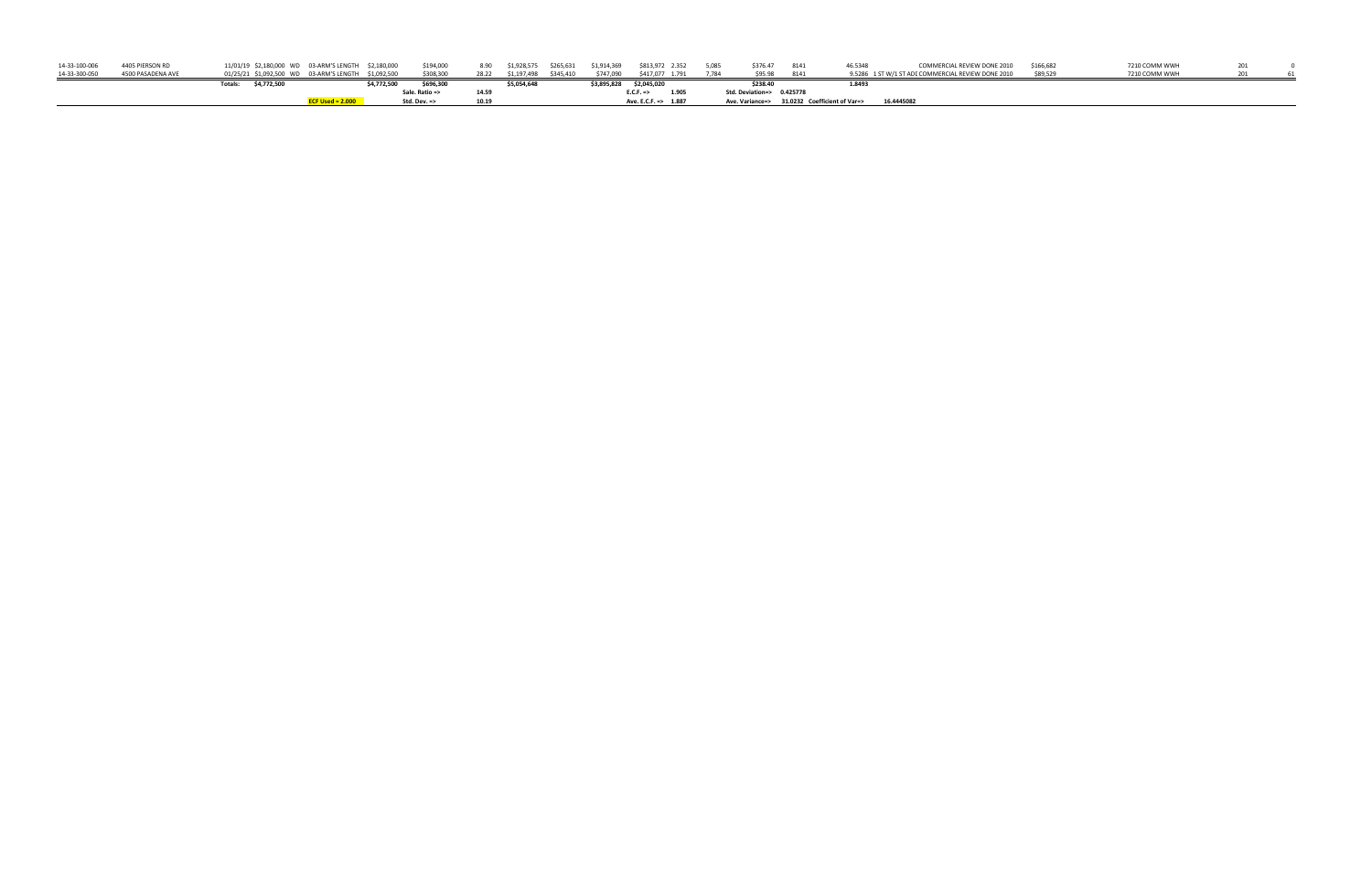| | | | | | | | | | | | | | | | | | | | | | | | | | | |
|---|---|---|---|---|---|---|---|---|---|---|---|---|---|---|---|---|---|---|---|---|---|---|---|---|---|---|
| 14-33-100-006 | 4405 PIERSON RD | 11/01/19 | $2,180,000 | WD | 03-ARM'S LENGTH | $2,180,000 | $194,000 | 8.90 | $1,928,575 | $265,631 | $1,914,369 | $813,972 | 2.352 | 5,085 | $376.47 | 8141 | 46.5348 | | COMMERCIAL REVIEW DONE 2010 | $166,682 | 7210 COMM WWH | 201 | 0 |
| 14-33-300-050 | 4500 PASADENA AVE | 01/25/21 | $1,092,500 | WD | 03-ARM'S LENGTH | $1,092,500 | $308,300 | 28.22 | $1,197,498 | $345,410 | $747,090 | $417,077 | 1.791 | 7,784 | $95.98 | 8141 | 9.5286 | 1 ST W/1 ST ADI | COMMERCIAL REVIEW DONE 2010 | $89,529 | 7210 COMM WWH | 201 | 61 |
| | | Totals: | $4,772,500 | | | $4,772,500 | $696,300 | | $5,054,648 | | $3,895,828 | $2,045,020 | | | $238.40 | | 1.8493 | | | | | | |
| | | | | | | | Sale. Ratio => | 14.59 | | | | E.C.F. => | 1.905 | | Std. Deviation=> | 0.425778 | | | | | | | |
| | | | | | **ECF Used = 2.000** | | Std. Dev. => | 10.19 | | | | Ave. E.C.F. => | 1.887 | | Ave. Variance=> | 31.0232 | Coefficient of Var=> | 16.4445082 | | | | | |